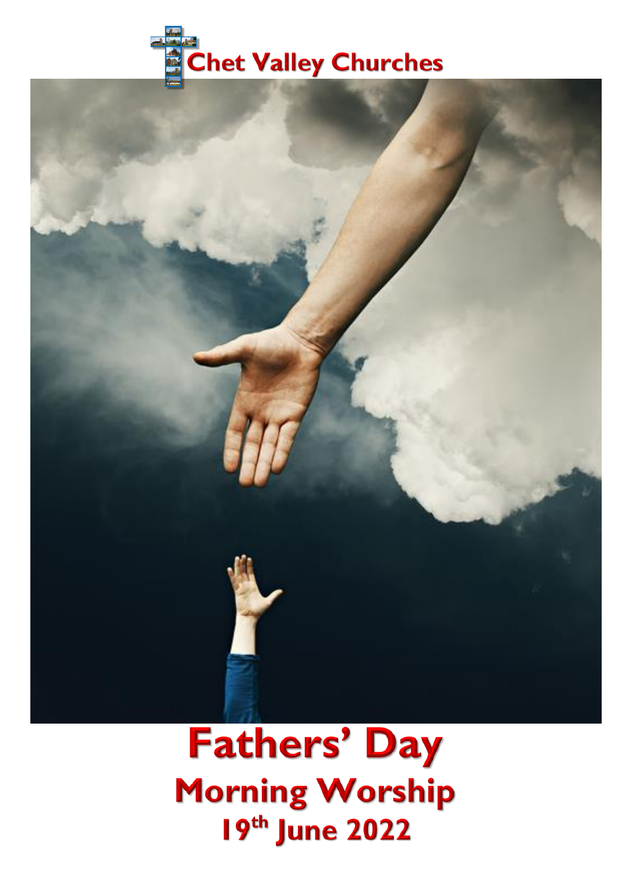Chet Valley Churches

# Fathers' Day

## Morning Worship

## 19th June 2022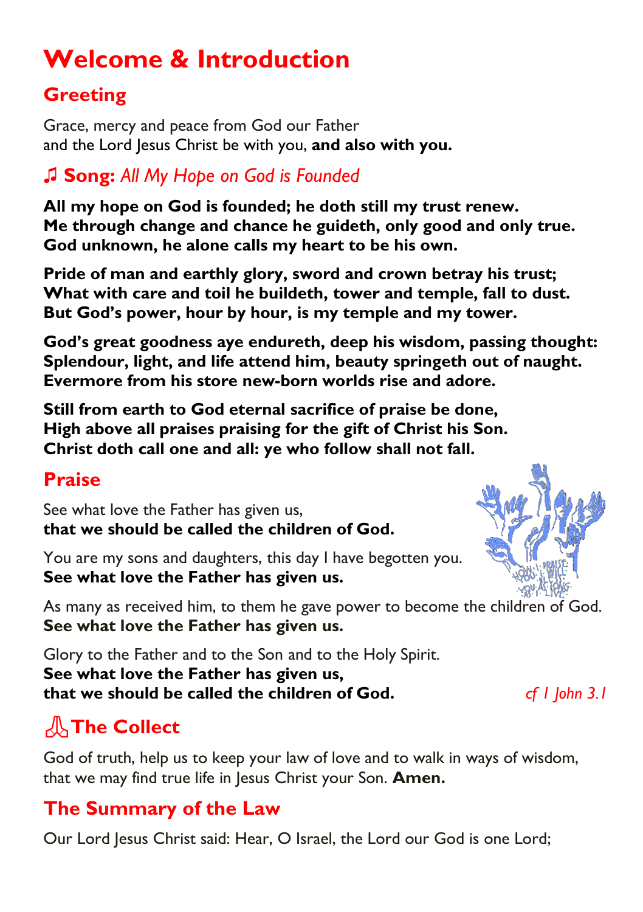# Welcome & Introduction

## Greeting

Grace, mercy and peace from God our Father
and the Lord Jesus Christ be with you, **and also with you.**

## ♫ Song: *All My Hope on God is Founded*

**All my hope on God is founded; he doth still my trust renew.
Me through change and chance he guideth, only good and only true.
God unknown, he alone calls my heart to be his own.**

**Pride of man and earthly glory, sword and crown betray his trust;
What with care and toil he buildeth, tower and temple, fall to dust.
But God's power, hour by hour, is my temple and my tower.**

**God's great goodness aye endureth, deep his wisdom, passing thought:
Splendour, light, and life attend him, beauty springeth out of naught.
Evermore from his store new-born worlds rise and adore.**

**Still from earth to God eternal sacrifice of praise be done,
High above all praises praising for the gift of Christ his Son.
Christ doth call one and all: ye who follow shall not fall.**

## Praise

See what love the Father has given us,
**that we should be called the children of God.**

You are my sons and daughters, this day I have begotten you.
**See what love the Father has given us.**

As many as received him, to them he gave power to become the children of God.
**See what love the Father has given us.**

Glory to the Father and to the Son and to the Holy Spirit.
**See what love the Father has given us,
that we should be called the children of God.**

*cf 1 John 3.1*

## The Collect

God of truth, help us to keep your law of love and to walk in ways of wisdom, that we may find true life in Jesus Christ your Son. **Amen.**

## The Summary of the Law

Our Lord Jesus Christ said: Hear, O Israel, the Lord our God is one Lord;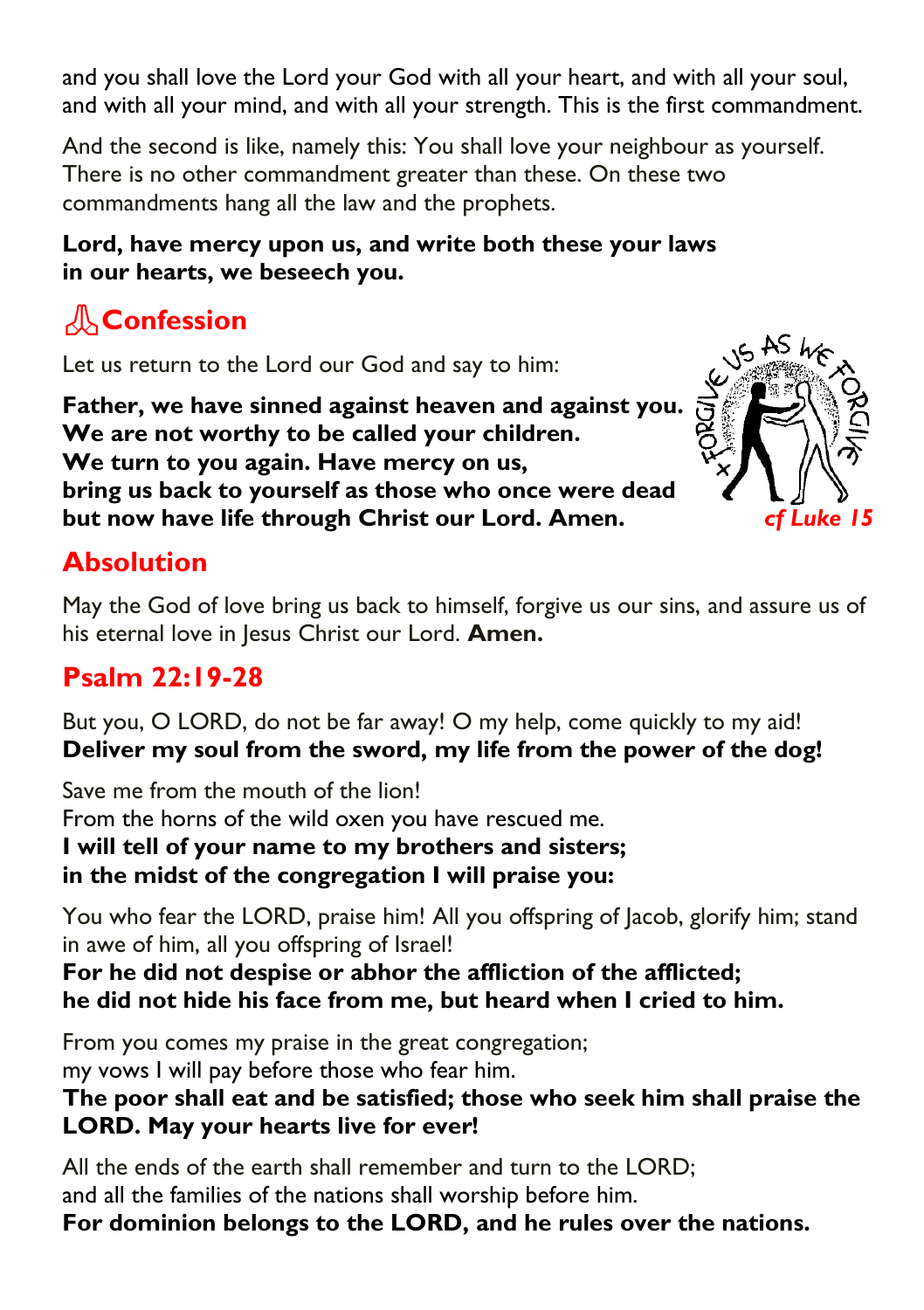and you shall love the Lord your God with all your heart, and with all your soul, and with all your mind, and with all your strength. This is the first commandment.

And the second is like, namely this: You shall love your neighbour as yourself. There is no other commandment greater than these. On these two commandments hang all the law and the prophets.

**Lord, have mercy upon us, and write both these your laws in our hearts, we beseech you.**

## Confession

Let us return to the Lord our God and say to him:

**Father, we have sinned against heaven and against you.**
**We are not worthy to be called your children.**
**We turn to you again. Have mercy on us,**
**bring us back to yourself as those who once were dead**
**but now have life through Christ our Lord. Amen.**

*cf Luke 15*

## Absolution

May the God of love bring us back to himself, forgive us our sins, and assure us of his eternal love in Jesus Christ our Lord. **Amen.**

## Psalm 22:19-28

But you, O LORD, do not be far away! O my help, come quickly to my aid!
**Deliver my soul from the sword, my life from the power of the dog!**

Save me from the mouth of the lion!
From the horns of the wild oxen you have rescued me.
**I will tell of your name to my brothers and sisters;**
**in the midst of the congregation I will praise you:**

You who fear the LORD, praise him! All you offspring of Jacob, glorify him; stand in awe of him, all you offspring of Israel!
**For he did not despise or abhor the affliction of the afflicted;**
**he did not hide his face from me, but heard when I cried to him.**

From you comes my praise in the great congregation;
my vows I will pay before those who fear him.
**The poor shall eat and be satisfied; those who seek him shall praise the LORD. May your hearts live for ever!**

All the ends of the earth shall remember and turn to the LORD;
and all the families of the nations shall worship before him.
**For dominion belongs to the LORD, and he rules over the nations.**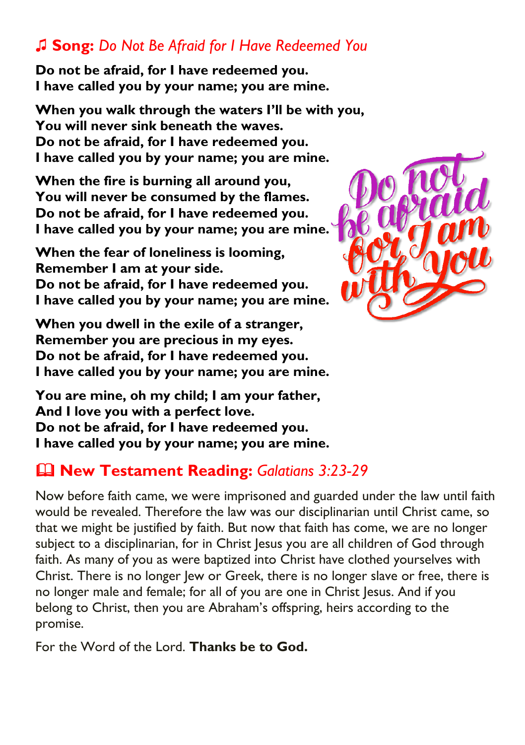## ♫ **Song:** *Do Not Be Afraid for I Have Redeemed You*

**Do not be afraid, for I have redeemed you.**
**I have called you by your name; you are mine.**

**When you walk through the waters I'll be with you,**
**You will never sink beneath the waves.**
**Do not be afraid, for I have redeemed you.**
**I have called you by your name; you are mine.**

**When the fire is burning all around you,**
**You will never be consumed by the flames.**
**Do not be afraid, for I have redeemed you.**
**I have called you by your name; you are mine.**

**When the fear of loneliness is looming,**
**Remember I am at your side.**
**Do not be afraid, for I have redeemed you.**
**I have called you by your name; you are mine.**

**When you dwell in the exile of a stranger,**
**Remember you are precious in my eyes.**
**Do not be afraid, for I have redeemed you.**
**I have called you by your name; you are mine.**

**You are mine, oh my child; I am your father,**
**And I love you with a perfect love.**
**Do not be afraid, for I have redeemed you.**
**I have called you by your name; you are mine.**

## 🕮 **New Testament Reading:** *Galatians 3:23-29*

Now before faith came, we were imprisoned and guarded under the law until faith would be revealed. Therefore the law was our disciplinarian until Christ came, so that we might be justified by faith. But now that faith has come, we are no longer subject to a disciplinarian, for in Christ Jesus you are all children of God through faith. As many of you as were baptized into Christ have clothed yourselves with Christ. There is no longer Jew or Greek, there is no longer slave or free, there is no longer male and female; for all of you are one in Christ Jesus. And if you belong to Christ, then you are Abraham's offspring, heirs according to the promise.

For the Word of the Lord. **Thanks be to God.**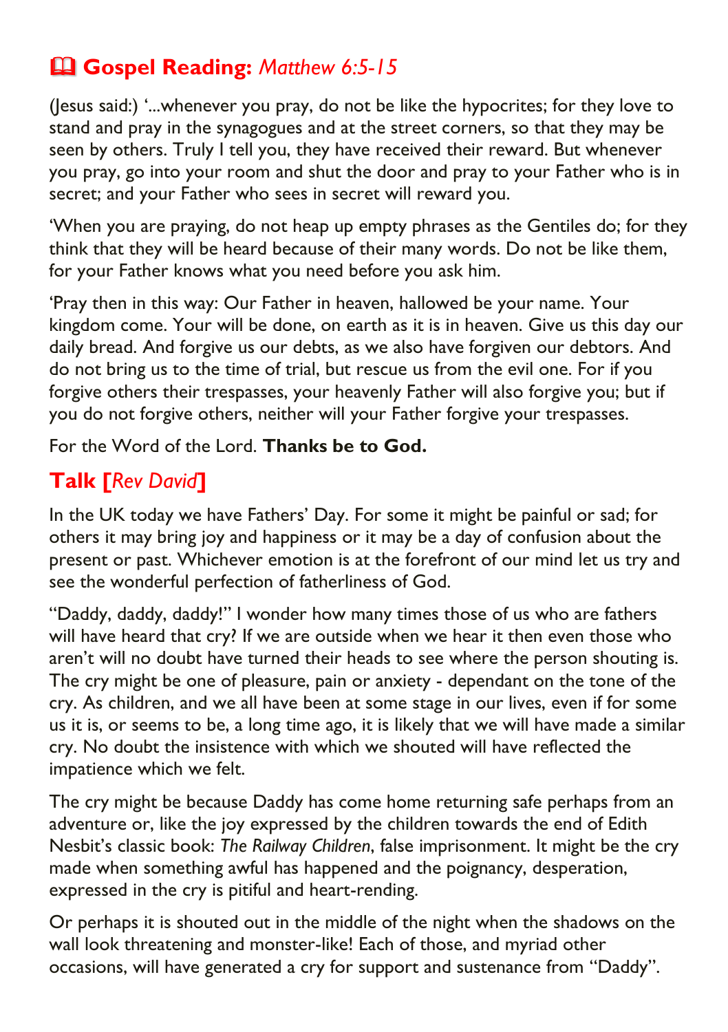## 📖 Gospel Reading: *Matthew 6:5-15*

(Jesus said:) '...whenever you pray, do not be like the hypocrites; for they love to stand and pray in the synagogues and at the street corners, so that they may be seen by others. Truly I tell you, they have received their reward. But whenever you pray, go into your room and shut the door and pray to your Father who is in secret; and your Father who sees in secret will reward you.

'When you are praying, do not heap up empty phrases as the Gentiles do; for they think that they will be heard because of their many words. Do not be like them, for your Father knows what you need before you ask him.

'Pray then in this way: Our Father in heaven, hallowed be your name. Your kingdom come. Your will be done, on earth as it is in heaven. Give us this day our daily bread. And forgive us our debts, as we also have forgiven our debtors. And do not bring us to the time of trial, but rescue us from the evil one. For if you forgive others their trespasses, your heavenly Father will also forgive you; but if you do not forgive others, neither will your Father forgive your trespasses.

For the Word of the Lord. **Thanks be to God.**

## Talk [*Rev David*]

In the UK today we have Fathers' Day. For some it might be painful or sad; for others it may bring joy and happiness or it may be a day of confusion about the present or past. Whichever emotion is at the forefront of our mind let us try and see the wonderful perfection of fatherliness of God.

"Daddy, daddy, daddy!" I wonder how many times those of us who are fathers will have heard that cry? If we are outside when we hear it then even those who aren't will no doubt have turned their heads to see where the person shouting is. The cry might be one of pleasure, pain or anxiety - dependant on the tone of the cry. As children, and we all have been at some stage in our lives, even if for some us it is, or seems to be, a long time ago, it is likely that we will have made a similar cry. No doubt the insistence with which we shouted will have reflected the impatience which we felt.

The cry might be because Daddy has come home returning safe perhaps from an adventure or, like the joy expressed by the children towards the end of Edith Nesbit's classic book: *The Railway Children*, false imprisonment. It might be the cry made when something awful has happened and the poignancy, desperation, expressed in the cry is pitiful and heart-rending.

Or perhaps it is shouted out in the middle of the night when the shadows on the wall look threatening and monster-like! Each of those, and myriad other occasions, will have generated a cry for support and sustenance from "Daddy".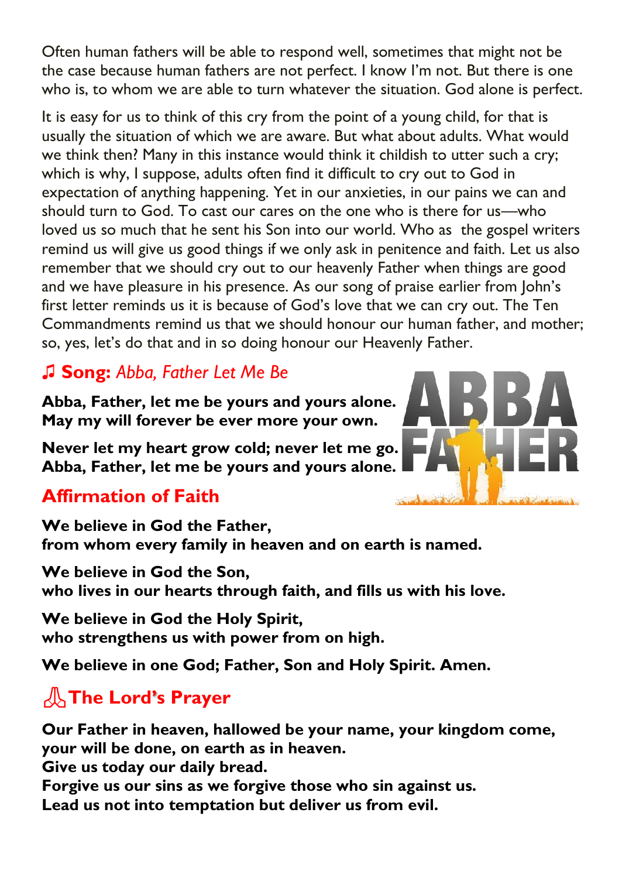Often human fathers will be able to respond well, sometimes that might not be the case because human fathers are not perfect. I know I'm not. But there is one who is, to whom we are able to turn whatever the situation. God alone is perfect.

It is easy for us to think of this cry from the point of a young child, for that is usually the situation of which we are aware. But what about adults. What would we think then? Many in this instance would think it childish to utter such a cry; which is why, I suppose, adults often find it difficult to cry out to God in expectation of anything happening. Yet in our anxieties, in our pains we can and should turn to God. To cast our cares on the one who is there for us—who loved us so much that he sent his Son into our world. Who as the gospel writers remind us will give us good things if we only ask in penitence and faith. Let us also remember that we should cry out to our heavenly Father when things are good and we have pleasure in his presence. As our song of praise earlier from John's first letter reminds us it is because of God's love that we can cry out. The Ten Commandments remind us that we should honour our human father, and mother; so, yes, let's do that and in so doing honour our Heavenly Father.

## ♫ **Song:** *Abba, Father Let Me Be*

**Abba, Father, let me be yours and yours alone.**
**May my will forever be ever more your own.**

**Never let my heart grow cold; never let me go.**
**Abba, Father, let me be yours and yours alone.**

## Affirmation of Faith

**We believe in God the Father,**
**from whom every family in heaven and on earth is named.**

**We believe in God the Son,**
**who lives in our hearts through faith, and fills us with his love.**

**We believe in God the Holy Spirit,**
**who strengthens us with power from on high.**

**We believe in one God; Father, Son and Holy Spirit. Amen.**

## The Lord's Prayer

**Our Father in heaven, hallowed be your name, your kingdom come,**
**your will be done, on earth as in heaven.**
**Give us today our daily bread.**
**Forgive us our sins as we forgive those who sin against us.**
**Lead us not into temptation but deliver us from evil.**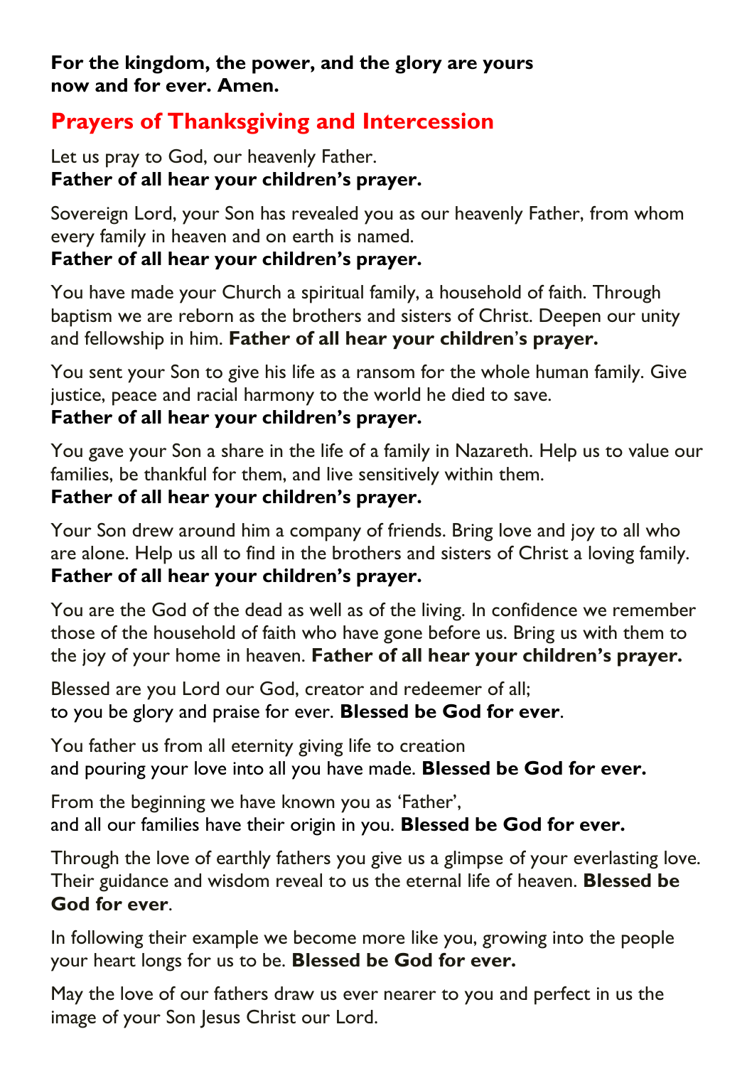**For the kingdom, the power, and the glory are yours now and for ever. Amen.**

## Prayers of Thanksgiving and Intercession

Let us pray to God, our heavenly Father.
**Father of all hear your children's prayer.**

Sovereign Lord, your Son has revealed you as our heavenly Father, from whom every family in heaven and on earth is named.
**Father of all hear your children's prayer.**

You have made your Church a spiritual family, a household of faith. Through baptism we are reborn as the brothers and sisters of Christ. Deepen our unity and fellowship in him. **Father of all hear your children's prayer.**

You sent your Son to give his life as a ransom for the whole human family. Give justice, peace and racial harmony to the world he died to save.
**Father of all hear your children's prayer.**

You gave your Son a share in the life of a family in Nazareth. Help us to value our families, be thankful for them, and live sensitively within them.
**Father of all hear your children's prayer.**

Your Son drew around him a company of friends. Bring love and joy to all who are alone. Help us all to find in the brothers and sisters of Christ a loving family.
**Father of all hear your children's prayer.**

You are the God of the dead as well as of the living. In confidence we remember those of the household of faith who have gone before us. Bring us with them to the joy of your home in heaven. **Father of all hear your children's prayer.**

Blessed are you Lord our God, creator and redeemer of all;
to you be glory and praise for ever. **Blessed be God for ever**.

You father us from all eternity giving life to creation
and pouring your love into all you have made. **Blessed be God for ever.**

From the beginning we have known you as 'Father',
and all our families have their origin in you. **Blessed be God for ever.**

Through the love of earthly fathers you give us a glimpse of your everlasting love. Their guidance and wisdom reveal to us the eternal life of heaven. **Blessed be God for ever**.

In following their example we become more like you, growing into the people your heart longs for us to be. **Blessed be God for ever.**

May the love of our fathers draw us ever nearer to you and perfect in us the image of your Son Jesus Christ our Lord.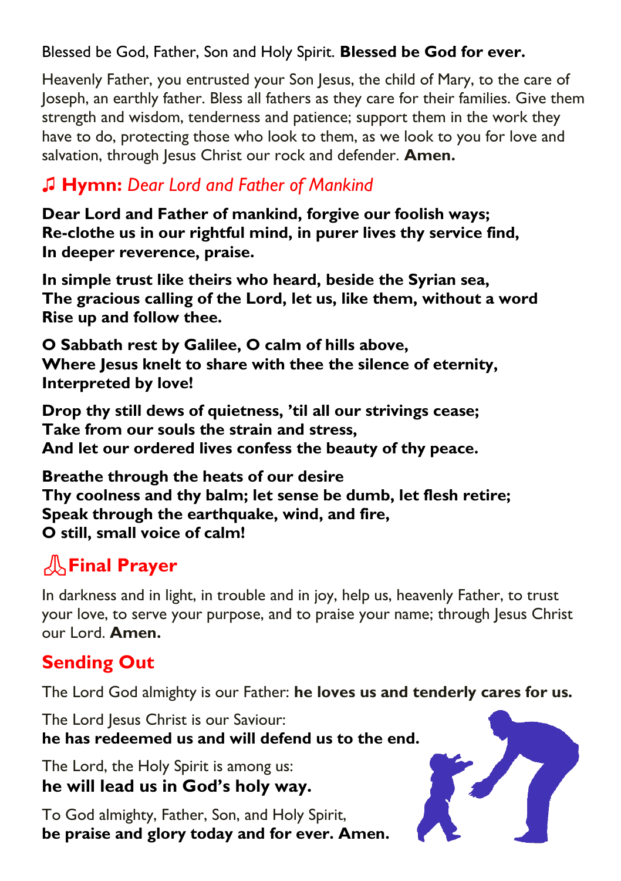Blessed be God, Father, Son and Holy Spirit. **Blessed be God for ever.**

Heavenly Father, you entrusted your Son Jesus, the child of Mary, to the care of Joseph, an earthly father. Bless all fathers as they care for their families. Give them strength and wisdom, tenderness and patience; support them in the work they have to do, protecting those who look to them, as we look to you for love and salvation, through Jesus Christ our rock and defender. **Amen.**

## ♫ Hymn: *Dear Lord and Father of Mankind*

**Dear Lord and Father of mankind, forgive our foolish ways;**
**Re-clothe us in our rightful mind, in purer lives thy service find,**
**In deeper reverence, praise.**

**In simple trust like theirs who heard, beside the Syrian sea,**
**The gracious calling of the Lord, let us, like them, without a word**
**Rise up and follow thee.**

**O Sabbath rest by Galilee, O calm of hills above,**
**Where Jesus knelt to share with thee the silence of eternity,**
**Interpreted by love!**

**Drop thy still dews of quietness, 'til all our strivings cease;**
**Take from our souls the strain and stress,**
**And let our ordered lives confess the beauty of thy peace.**

**Breathe through the heats of our desire**
**Thy coolness and thy balm; let sense be dumb, let flesh retire;**
**Speak through the earthquake, wind, and fire,**
**O still, small voice of calm!**

## Final Prayer

In darkness and in light, in trouble and in joy, help us, heavenly Father, to trust your love, to serve your purpose, and to praise your name; through Jesus Christ our Lord. **Amen.**

## Sending Out

The Lord God almighty is our Father: **he loves us and tenderly cares for us.**

The Lord Jesus Christ is our Saviour:
**he has redeemed us and will defend us to the end.**

The Lord, the Holy Spirit is among us:
**he will lead us in God's holy way.**

To God almighty, Father, Son, and Holy Spirit,
**be praise and glory today and for ever. Amen.**